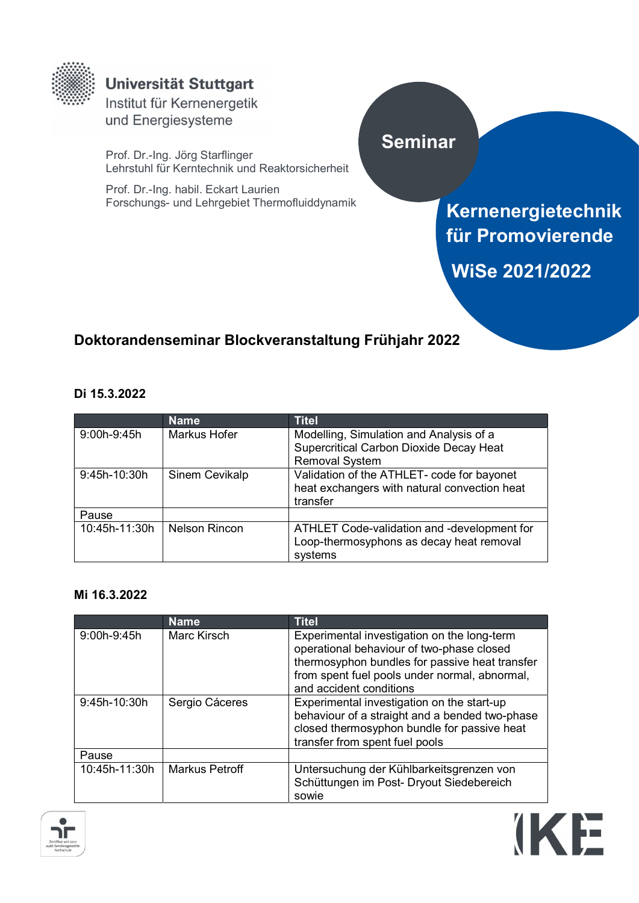Universität Stuttgart
Institut für Kernenergetik
und Energiesysteme

Prof. Dr.-Ing. Jörg Starflinger
Lehrstuhl für Kerntechnik und Reaktorsicherheit

Prof. Dr.-Ing. habil. Eckart Laurien
Forschungs- und Lehrgebiet Thermofluiddynamik

**Seminar**

**Kernenergietechnik für Promovierende**

**WiSe 2021/2022**

## Doktorandenseminar Blockveranstaltung Frühjahr 2022

### Di 15.3.2022

| | Name | Titel |
|---|---|---|
| 9:00h-9:45h | Markus Hofer | Modelling, Simulation and Analysis of a Supercritical Carbon Dioxide Decay Heat Removal System |
| 9:45h-10:30h | Sinem Cevikalp | Validation of the ATHLET- code for bayonet heat exchangers with natural convection heat transfer |
| Pause | | |
| 10:45h-11:30h | Nelson Rincon | ATHLET Code-validation and -development for Loop-thermosyphons as decay heat removal systems |

### Mi 16.3.2022

| | Name | Titel |
|---|---|---|
| 9:00h-9:45h | Marc Kirsch | Experimental investigation on the long-term operational behaviour of two-phase closed thermosyphon bundles for passive heat transfer from spent fuel pools under normal, abnormal, and accident conditions |
| 9:45h-10:30h | Sergio Cáceres | Experimental investigation on the start-up behaviour of a straight and a bended two-phase closed thermosyphon bundle for passive heat transfer from spent fuel pools |
| Pause | | |
| 10:45h-11:30h | Markus Petroff | Untersuchung der Kühlbarkeitsgrenzen von Schüttungen im Post- Dryout Siedebereich sowie |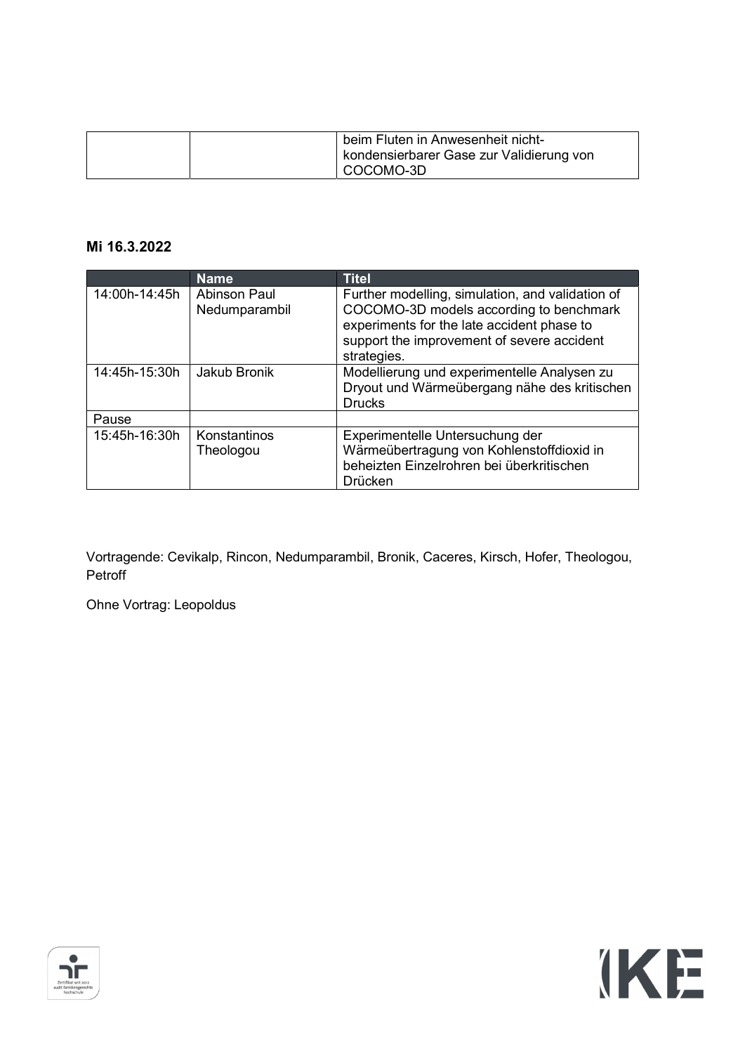| | | |
|---|---|---|
| | | beim Fluten in Anwesenheit nicht-kondensierbarer Gase zur Validierung von COCOMO-3D |

### Mi 16.3.2022

| | Name | Titel |
|---|---|---|
| 14:00h-14:45h | Abinson Paul Nedumparambil | Further modelling, simulation, and validation of COCOMO-3D models according to benchmark experiments for the late accident phase to support the improvement of severe accident strategies. |
| 14:45h-15:30h | Jakub Bronik | Modellierung und experimentelle Analysen zu Dryout und Wärmeübergang nähe des kritischen Drucks |
| Pause | | |
| 15:45h-16:30h | Konstantinos Theologou | Experimentelle Untersuchung der Wärmeübertragung von Kohlenstoffdioxid in beheizten Einzelrohren bei überkritischen Drücken |

Vortragende: Cevikalp, Rincon, Nedumparambil, Bronik, Caceres, Kirsch, Hofer, Theologou, Petroff

Ohne Vortrag: Leopoldus